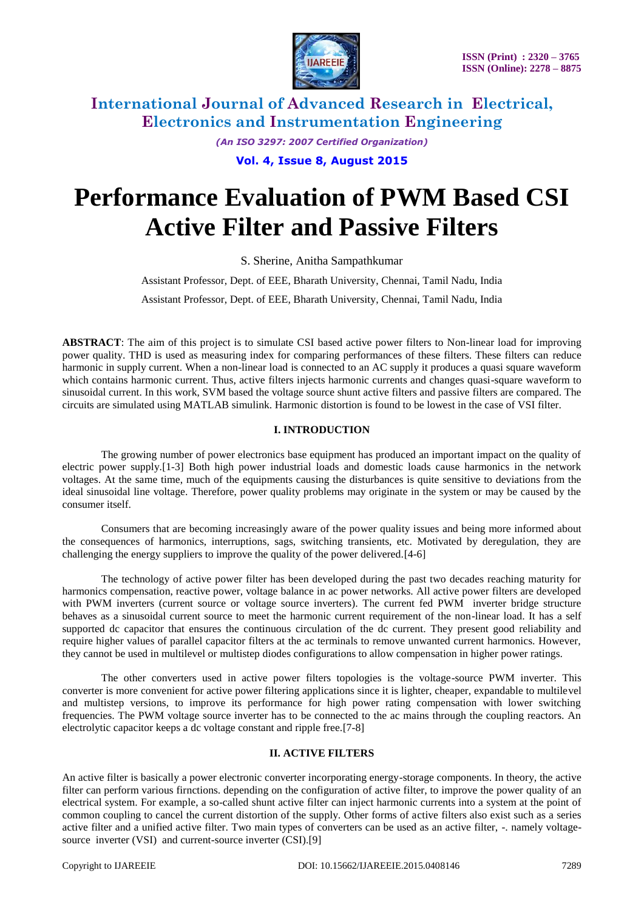# Performance Evaluation of PWM Based CSI Active Filter and Passive Filters

S. Sherine, Anitha Sampathkumar

Assistant Professor, Dept. of EEE, Bharath University, Chennai, Tamil Nadu, India

Assistant Professor, Dept. of EEE, Bharath University, Chennai, Tamil Nadu, India

**ABSTRACT**: The aim of this project is to simulate CSI based active power filters to Non-linear load for improving power quality. THD is used as measuring index for comparing performances of these filters. These filters can reduce harmonic in supply current. When a non-linear load is connected to an AC supply it produces a quasi square waveform which contains harmonic current. Thus, active filters injects harmonic currents and changes quasi-square waveform to sinusoidal current. In this work, SVM based the voltage source shunt active filters and passive filters are compared. The circuits are simulated using MATLAB simulink. Harmonic distortion is found to be lowest in the case of VSI filter.

## I. INTRODUCTION

The growing number of power electronics base equipment has produced an important impact on the quality of electric power supply.[1-3] Both high power industrial loads and domestic loads cause harmonics in the network voltages. At the same time, much of the equipments causing the disturbances is quite sensitive to deviations from the ideal sinusoidal line voltage. Therefore, power quality problems may originate in the system or may be caused by the consumer itself.

Consumers that are becoming increasingly aware of the power quality issues and being more informed about the consequences of harmonics, interruptions, sags, switching transients, etc. Motivated by deregulation, they are challenging the energy suppliers to improve the quality of the power delivered.[4-6]

The technology of active power filter has been developed during the past two decades reaching maturity for harmonics compensation, reactive power, voltage balance in ac power networks. All active power filters are developed with PWM inverters (current source or voltage source inverters). The current fed PWM inverter bridge structure behaves as a sinusoidal current source to meet the harmonic current requirement of the non-linear load. It has a self supported dc capacitor that ensures the continuous circulation of the dc current. They present good reliability and require higher values of parallel capacitor filters at the ac terminals to remove unwanted current harmonics. However, they cannot be used in multilevel or multistep diodes configurations to allow compensation in higher power ratings.

The other converters used in active power filters topologies is the voltage-source PWM inverter. This converter is more convenient for active power filtering applications since it is lighter, cheaper, expandable to multilevel and multistep versions, to improve its performance for high power rating compensation with lower switching frequencies. The PWM voltage source inverter has to be connected to the ac mains through the coupling reactors. An electrolytic capacitor keeps a dc voltage constant and ripple free.[7-8]

## II. ACTIVE FILTERS

An active filter is basically a power electronic converter incorporating energy-storage components. In theory, the active filter can perform various firnctions. depending on the configuration of active filter, to improve the power quality of an electrical system. For example, a so-called shunt active filter can inject harmonic currents into a system at the point of common coupling to cancel the current distortion of the supply. Other forms of active filters also exist such as a series active filter and a unified active filter. Two main types of converters can be used as an active filter, -. namely voltage-source inverter (VSI) and current-source inverter (CSI).[9]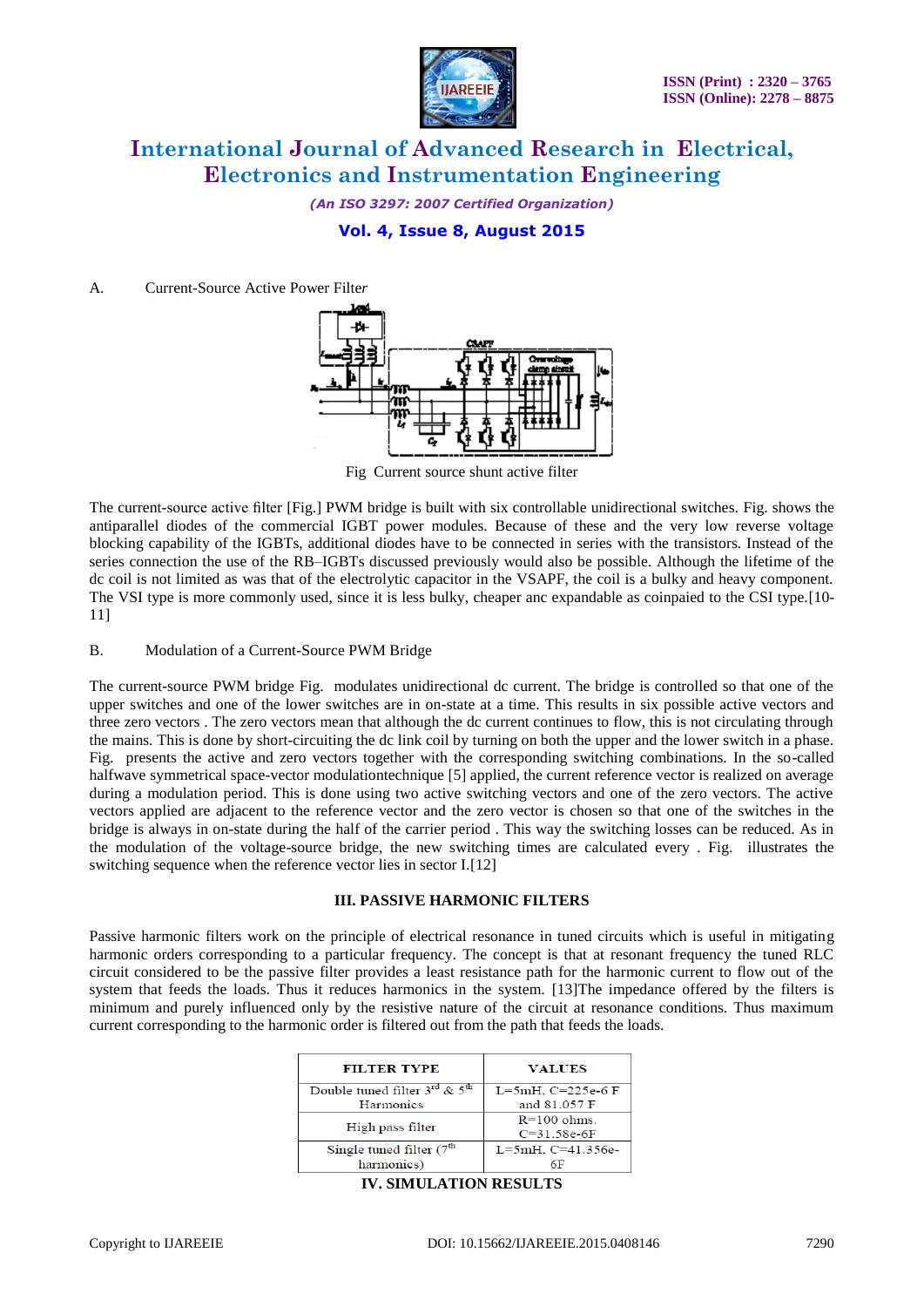A. Current-Source Active Power Filter

Fig Current source shunt active filter

The current-source active filter [Fig.] PWM bridge is built with six controllable unidirectional switches. Fig. shows the antiparallel diodes of the commercial IGBT power modules. Because of these and the very low reverse voltage blocking capability of the IGBTs, additional diodes have to be connected in series with the transistors. Instead of the series connection the use of the RB–IGBTs discussed previously would also be possible. Although the lifetime of the dc coil is not limited as was that of the electrolytic capacitor in the VSAPF, the coil is a bulky and heavy component. The VSI type is more commonly used, since it is less bulky, cheaper anc expandable as coinpaied to the CSI type.[10-11]

B. Modulation of a Current-Source PWM Bridge

The current-source PWM bridge Fig. modulates unidirectional dc current. The bridge is controlled so that one of the upper switches and one of the lower switches are in on-state at a time. This results in six possible active vectors and three zero vectors . The zero vectors mean that although the dc current continues to flow, this is not circulating through the mains. This is done by short-circuiting the dc link coil by turning on both the upper and the lower switch in a phase. Fig. presents the active and zero vectors together with the corresponding switching combinations. In the so-called halfwave symmetrical space-vector modulationtechnique [5] applied, the current reference vector is realized on average during a modulation period. This is done using two active switching vectors and one of the zero vectors. The active vectors applied are adjacent to the reference vector and the zero vector is chosen so that one of the switches in the bridge is always in on-state during the half of the carrier period . This way the switching losses can be reduced. As in the modulation of the voltage-source bridge, the new switching times are calculated every . Fig. illustrates the switching sequence when the reference vector lies in sector I.[12]

## III. PASSIVE HARMONIC FILTERS

Passive harmonic filters work on the principle of electrical resonance in tuned circuits which is useful in mitigating harmonic orders corresponding to a particular frequency. The concept is that at resonant frequency the tuned RLC circuit considered to be the passive filter provides a least resistance path for the harmonic current to flow out of the system that feeds the loads. Thus it reduces harmonics in the system. [13]The impedance offered by the filters is minimum and purely influenced only by the resistive nature of the circuit at resonance conditions. Thus maximum current corresponding to the harmonic order is filtered out from the path that feeds the loads.

| FILTER TYPE | VALUES |
|---|---|
| Double tuned filter $3^{rd}$ & $5^{th}$ Harmonics | L=5mH, C=225e-6 F and 81.057 F |
| High pass filter | R=100 ohms. C=31.58e-6F |
| Single tuned filter ($7^{th}$ harmonics) | L=5mH, C=41.356e-6F |

## IV. SIMULATION RESULTS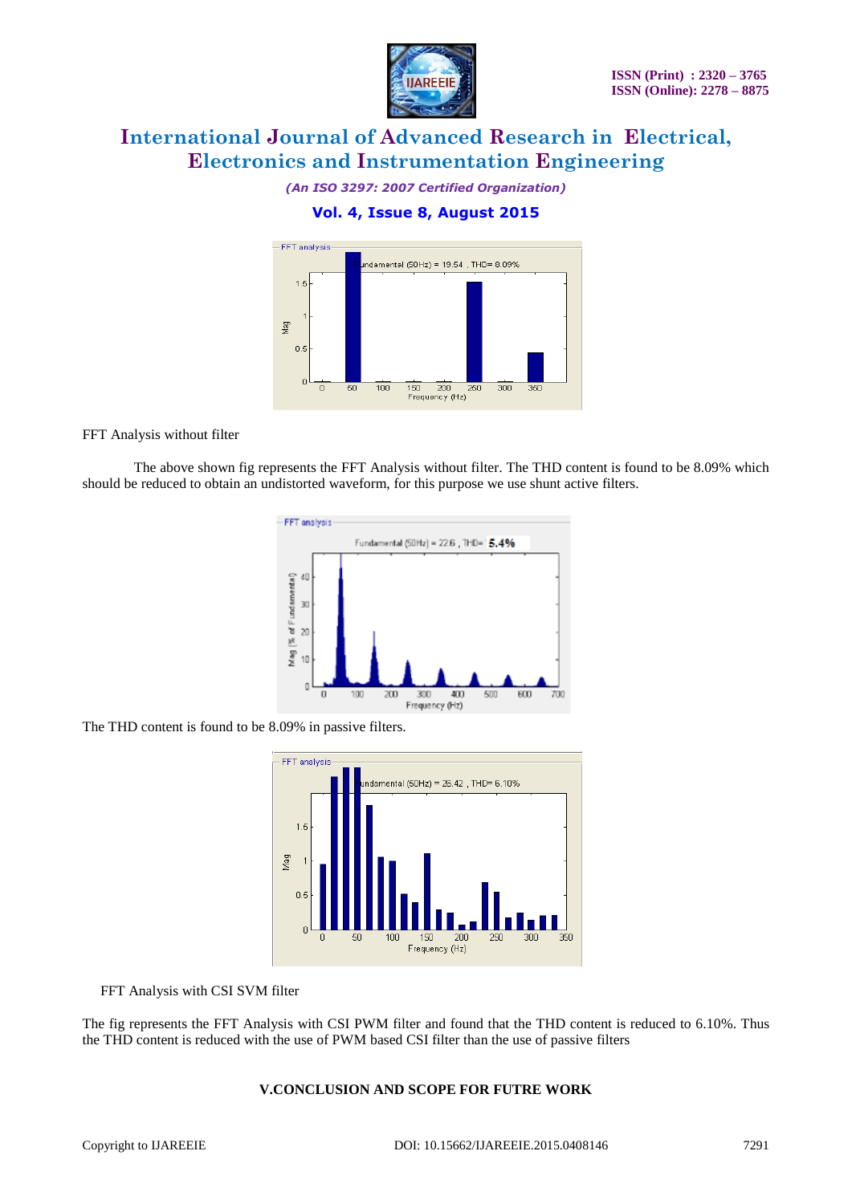FFT Analysis without filter

The above shown fig represents the FFT Analysis without filter. The THD content is found to be 8.09% which should be reduced to obtain an undistorted waveform, for this purpose we use shunt active filters.

The THD content is found to be 8.09% in passive filters.

FFT Analysis with CSI SVM filter

The fig represents the FFT Analysis with CSI PWM filter and found that the THD content is reduced to 6.10%. Thus the THD content is reduced with the use of PWM based CSI filter than the use of passive filters

## V.CONCLUSION AND SCOPE FOR FUTRE WORK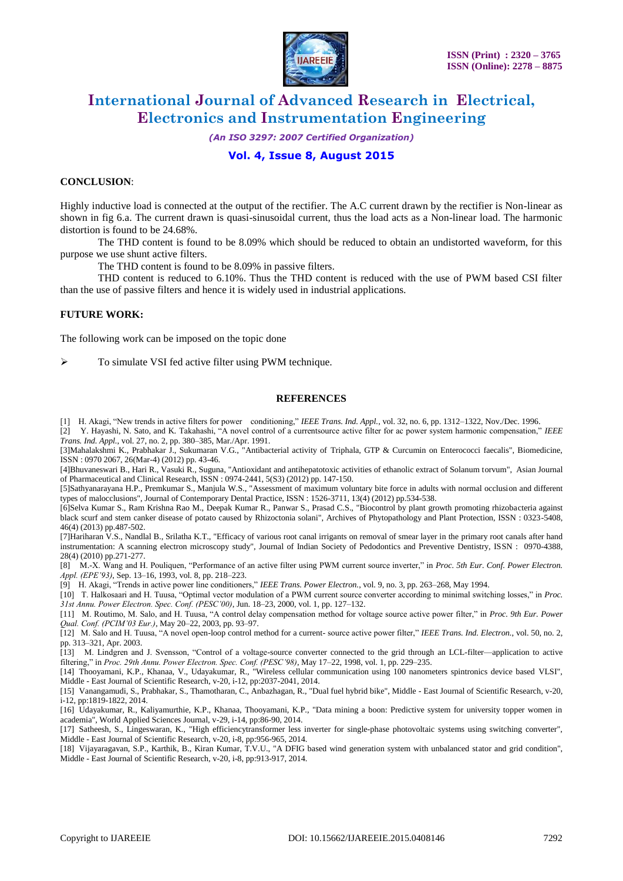**CONCLUSION**:

Highly inductive load is connected at the output of the rectifier. The A.C current drawn by the rectifier is Non-linear as shown in fig 6.a. The current drawn is quasi-sinusoidal current, thus the load acts as a Non-linear load. The harmonic distortion is found to be 24.68%.

The THD content is found to be 8.09% which should be reduced to obtain an undistorted waveform, for this purpose we use shunt active filters.

The THD content is found to be 8.09% in passive filters.

THD content is reduced to 6.10%. Thus the THD content is reduced with the use of PWM based CSI filter than the use of passive filters and hence it is widely used in industrial applications.

**FUTURE WORK:**

The following work can be imposed on the topic done

- To simulate VSI fed active filter using PWM technique.

## REFERENCES

[1] H. Akagi, "New trends in active filters for power conditioning," *IEEE Trans. Ind. Appl.*, vol. 32, no. 6, pp. 1312–1322, Nov./Dec. 1996.

[2] Y. Hayashi, N. Sato, and K. Takahashi, "A novel control of a currentsource active filter for ac power system harmonic compensation," *IEEE Trans. Ind. Appl.*, vol. 27, no. 2, pp. 380–385, Mar./Apr. 1991.

[3]Mahalakshmi K., Prabhakar J., Sukumaran V.G., "Antibacterial activity of Triphala, GTP & Curcumin on Enterococci faecalis", Biomedicine, ISSN : 0970 2067, 26(Mar-4) (2012) pp. 43-46.

[4]Bhuvaneswari B., Hari R., Vasuki R., Suguna, "Antioxidant and antihepatotoxic activities of ethanolic extract of Solanum torvum", Asian Journal of Pharmaceutical and Clinical Research, ISSN : 0974-2441, 5(S3) (2012) pp. 147-150.

[5]Sathyanarayana H.P., Premkumar S., Manjula W.S., "Assessment of maximum voluntary bite force in adults with normal occlusion and different types of malocclusions", Journal of Contemporary Dental Practice, ISSN : 1526-3711, 13(4) (2012) pp.534-538.

[6]Selva Kumar S., Ram Krishna Rao M., Deepak Kumar R., Panwar S., Prasad C.S., "Biocontrol by plant growth promoting rhizobacteria against black scurf and stem canker disease of potato caused by Rhizoctonia solani", Archives of Phytopathology and Plant Protection, ISSN : 0323-5408, 46(4) (2013) pp.487-502.

[7]Hariharan V.S., Nandlal B., Srilatha K.T., "Efficacy of various root canal irrigants on removal of smear layer in the primary root canals after hand instrumentation: A scanning electron microscopy study", Journal of Indian Society of Pedodontics and Preventive Dentistry, ISSN : 0970-4388, 28(4) (2010) pp.271-277.

[8] M.-X. Wang and H. Pouliquen, "Performance of an active filter using PWM current source inverter," in *Proc. 5th Eur. Conf. Power Electron. Appl. (EPE'93)*, Sep. 13–16, 1993, vol. 8, pp. 218–223.

[9] H. Akagi, "Trends in active power line conditioners," *IEEE Trans. Power Electron.*, vol. 9, no. 3, pp. 263–268, May 1994.

[10] T. Halkosaari and H. Tuusa, "Optimal vector modulation of a PWM current source converter according to minimal switching losses," in *Proc. 31st Annu. Power Electron. Spec. Conf. (PESC'00)*, Jun. 18–23, 2000, vol. 1, pp. 127–132.

[11] M. Routimo, M. Salo, and H. Tuusa, "A control delay compensation method for voltage source active power filter," in *Proc. 9th Eur. Power Qual. Conf. (PCIM'03 Eur.)*, May 20–22, 2003, pp. 93–97.

[12] M. Salo and H. Tuusa, "A novel open-loop control method for a current- source active power filter," *IEEE Trans. Ind. Electron.*, vol. 50, no. 2, pp. 313–321, Apr. 2003.

[13] M. Lindgren and J. Svensson, "Control of a voltage-source converter connected to the grid through an LCL-filter—application to active filtering," in *Proc. 29th Annu. Power Electron. Spec. Conf. (PESC'98)*, May 17–22, 1998, vol. 1, pp. 229–235.

[14] Thooyamani, K.P., Khanaa, V., Udayakumar, R., "Wireless cellular communication using 100 nanometers spintronics device based VLSI", Middle - East Journal of Scientific Research, v-20, i-12, pp:2037-2041, 2014.

[15] Vanangamudi, S., Prabhakar, S., Thamotharan, C., Anbazhagan, R., "Dual fuel hybrid bike", Middle - East Journal of Scientific Research, v-20, i-12, pp:1819-1822, 2014.

[16] Udayakumar, R., Kaliyamurthie, K.P., Khanaa, Thooyamani, K.P., "Data mining a boon: Predictive system for university topper women in academia", World Applied Sciences Journal, v-29, i-14, pp:86-90, 2014.

[17] Satheesh, S., Lingeswaran, K., "High efficiencytransformer less inverter for single-phase photovoltaic systems using switching converter", Middle - East Journal of Scientific Research, v-20, i-8, pp:956-965, 2014.

[18] Vijayaragavan, S.P., Karthik, B., Kiran Kumar, T.V.U., "A DFIG based wind generation system with unbalanced stator and grid condition", Middle - East Journal of Scientific Research, v-20, i-8, pp:913-917, 2014.